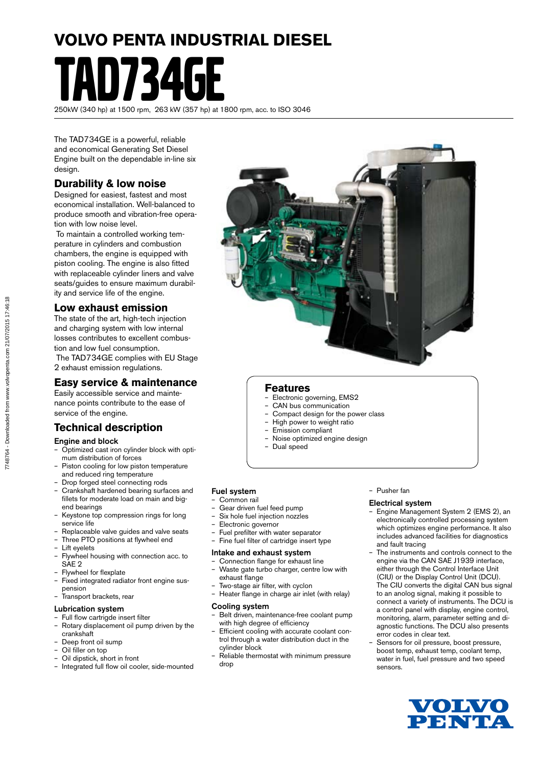# VOLVO PENTA INDUSTRIAL DIESEL

# TAD734GE

250kW (340 hp) at 1500 rpm, 263 kW (357 hp) at 1800 rpm, acc. to ISO 3046

The TAD734GE is a powerful, reliable and economical Generating Set Diesel Engine built on the dependable in-line six design.

## Durability & low noise

Designed for easiest, fastest and most economical installation. Well-balanced to produce smooth and vibration-free operation with low noise level.

To maintain a controlled working temperature in cylinders and combustion chambers, the engine is equipped with piston cooling. The engine is also fitted with replaceable cylinder liners and valve seats/guides to ensure maximum durability and service life of the engine.

## Low exhaust emission

The state of the art, high-tech injection and charging system with low internal losses contributes to excellent combustion and low fuel consumption.

The TAD734GE complies with EU Stage 2 exhaust emission regulations.

## Easy service & maintenance

Easily accessible service and maintenance points contribute to the ease of service of the engine.

## Features

- Electronic governing, EMS2
- CAN bus communication
- Compact design for the power class
- High power to weight ratio
- Emission compliant
- Noise optimized engine design
- Dual speed

## Technical description

### Engine and block

- Optimized cast iron cylinder block with optimum distribution of forces
- Piston cooling for low piston temperature and reduced ring temperature
- Drop forged steel connecting rods
- Crankshaft hardened bearing surfaces and fillets for moderate load on main and big-end bearings
- Keystone top compression rings for long service life
- Replaceable valve guides and valve seats
- Three PTO positions at flywheel end
- Lift eyelets
- Flywheel housing with connection acc. to SAE 2
- Flywheel for flexplate
- Fixed integrated radiator front engine suspension
- Transport brackets, rear

### Lubrication system

- Full flow cartrigde insert filter
- Rotary displacement oil pump driven by the crankshaft
- Deep front oil sump
- Oil filler on top
- Oil dipstick, short in front
- Integrated full flow oil cooler, side-mounted

### Fuel system

- Common rail
- Gear driven fuel feed pump
- Six hole fuel injection nozzles
- Electronic governor
- Fuel prefilter with water separator
- Fine fuel filter of cartridge insert type

### Intake and exhaust system

- Connection flange for exhaust line
- Waste gate turbo charger, centre low with exhaust flange
- Two-stage air filter, with cyclon
- Heater flange in charge air inlet (with relay)

### Cooling system

- Belt driven, maintenance-free coolant pump with high degree of efficiency
- Efficient cooling with accurate coolant control through a water distribution duct in the cylinder block
- Reliable thermostat with minimum pressure drop
- Pusher fan

### Electrical system

- Engine Management System 2 (EMS 2), an electronically controlled processing system which optimizes engine performance. It also includes advanced facilities for diagnostics and fault tracing
- The instruments and controls connect to the engine via the CAN SAE J1939 interface, either through the Control Interface Unit (CIU) or the Display Control Unit (DCU). The CIU converts the digital CAN bus signal to an anolog signal, making it possible to connect a variety of instruments. The DCU is a control panel with display, engine control, monitoring, alarm, parameter setting and diagnostic functions. The DCU also presents error codes in clear text.
- Sensors for oil pressure, boost pressure, boost temp, exhaust temp, coolant temp, water in fuel, fuel pressure and two speed sensors.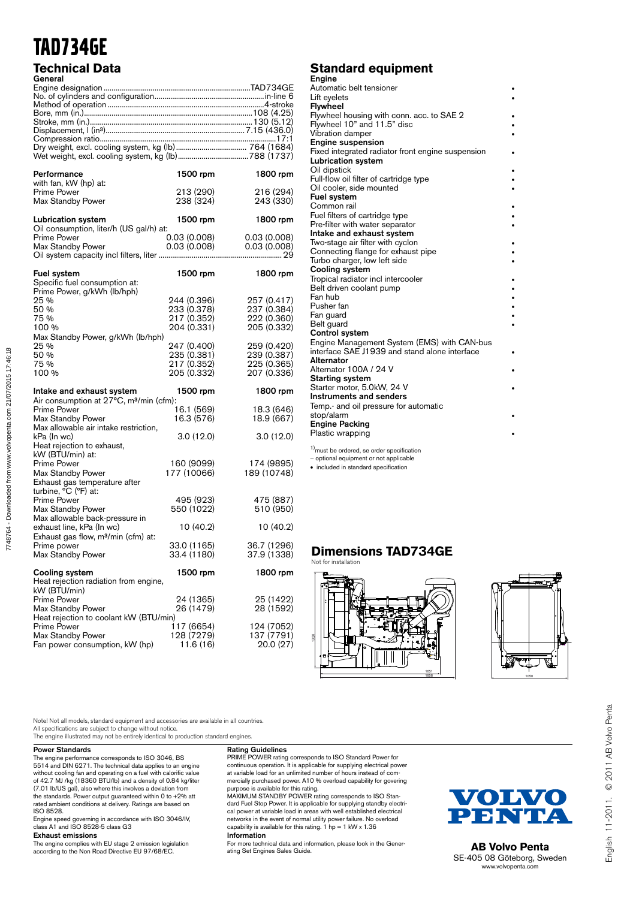# TAD734GE

## Technical Data

### General

| | |
|---|---|
| Engine designation | TAD734GE |
| No. of cylinders and configuration | in-line 6 |
| Method of operation | 4-stroke |
| Bore, mm (in.) | 108 (4.25) |
| Stroke, mm (in.) | 130 (5.12) |
| Displacement, l (in³) | 7.15 (436.0) |
| Compression ratio | 17:1 |
| Dry weight, excl. cooling system, kg (lb) | 764 (1684) |
| Wet weight, excl. cooling system, kg (lb) | 788 (1737) |

| Performance | 1500 rpm | 1800 rpm |
|---|---|---|
| with fan, kW (hp) at: | | |
| Prime Power | 213 (290) | 216 (294) |
| Max Standby Power | 238 (324) | 243 (330) |

| Lubrication system | 1500 rpm | 1800 rpm |
|---|---|---|
| Oil consumption, liter/h (US gal/h) at: | | |
| Prime Power | 0.03 (0.008) | 0.03 (0.008) |
| Max Standby Power | 0.03 (0.008) | 0.03 (0.008) |
| Oil system capacity incl filters, liter | | 29 |

| Fuel system | 1500 rpm | 1800 rpm |
|---|---|---|
| Specific fuel consumption at: | | |
| Prime Power, g/kWh (lb/hph) | | |
| 25 % | 244 (0.396) | 257 (0.417) |
| 50 % | 233 (0.378) | 237 (0.384) |
| 75 % | 217 (0.352) | 222 (0.360) |
| 100 % | 204 (0.331) | 205 (0.332) |
| Max Standby Power, g/kWh (lb/hph) | | |
| 25 % | 247 (0.400) | 259 (0.420) |
| 50 % | 235 (0.381) | 239 (0.387) |
| 75 % | 217 (0.352) | 225 (0.365) |
| 100 % | 205 (0.332) | 207 (0.336) |

| Intake and exhaust system | 1500 rpm | 1800 rpm |
|---|---|---|
| Air consumption at 27°C, m³/min (cfm): | | |
| Prime Power | 16.1 (569) | 18.3 (646) |
| Max Standby Power | 16.3 (576) | 18.9 (667) |
| Max allowable air intake restriction, kPa (In wc) | 3.0 (12.0) | 3.0 (12.0) |
| Heat rejection to exhaust, kW (BTU/min) at: | | |
| Prime Power | 160 (9099) | 174 (9895) |
| Max Standby Power | 177 (10066) | 189 (10748) |
| Exhaust gas temperature after turbine, °C (°F) at: | | |
| Prime Power | 495 (923) | 475 (887) |
| Max Standby Power | 550 (1022) | 510 (950) |
| Max allowable back-pressure in exhaust line, kPa (In wc) | 10 (40.2) | 10 (40.2) |
| Exhaust gas flow, m³/min (cfm) at: | | |
| Prime power | 33.0 (1165) | 36.7 (1296) |
| Max Standby Power | 33.4 (1180) | 37.9 (1338) |

| Cooling system | 1500 rpm | 1800 rpm |
|---|---|---|
| Heat rejection radiation from engine, kW (BTU/min) | | |
| Prime Power | 24 (1365) | 25 (1422) |
| Max Standby Power | 26 (1479) | 28 (1592) |
| Heat rejection to coolant kW (BTU/min) | | |
| Prime Power | 117 (6654) | 124 (7052) |
| Max Standby Power | 128 (7279) | 137 (7791) |
| Fan power consumption, kW (hp) | 11.6 (16) | 20.0 (27) |

## Standard equipment

| | |
|---|---|
| **Engine** | |
| Automatic belt tensioner | • |
| Lift eyelets | • |
| **Flywheel** | |
| Flywheel housing with conn. acc. to SAE 2 | • |
| Flywheel 10" and 11.5" disc | • |
| Vibration damper | • |
| **Engine suspension** | |
| Fixed integrated radiator front engine suspension | • |
| **Lubrication system** | |
| Oil dipstick | • |
| Full-flow oil filter of cartridge type | • |
| Oil cooler, side mounted | • |
| **Fuel system** | |
| Common rail | • |
| Fuel filters of cartridge type | • |
| Pre-filter with water separator | • |
| **Intake and exhaust system** | |
| Two-stage air filter with cyclon | • |
| Connecting flange for exhaust pipe | • |
| Turbo charger, low left side | • |
| **Cooling system** | |
| Tropical radiator incl intercooler | • |
| Belt driven coolant pump | • |
| Fan hub | • |
| Pusher fan | • |
| Fan guard | • |
| Belt guard | • |
| **Control system** | |
| Engine Management System (EMS) with CAN-bus interface SAE J1939 and stand alone interface | • |
| **Alternator** | |
| Alternator 100A / 24 V | • |
| **Starting system** | |
| Starter motor, 5.0kW, 24 V | • |
| **Instruments and senders** | |
| Temp.- and oil pressure for automatic stop/alarm | • |
| **Engine Packing** | |
| Plastic wrapping | • |

[1] must be ordered, se order specification
– optional equipment or not applicable
• included in standard specification

## Dimensions TAD734GE

Not for installation

1320
1651
1858
1050

Note! Not all models, standard equipment and accessories are available in all countries.
All specifications are subject to change without notice.
The engine illustrated may not be entirely identical to production standard engines.

**Power Standards**
The engine performance corresponds to ISO 3046, BS 5514 and DIN 6271. The technical data applies to an engine without cooling fan and operating on a fuel with calorific value of 42.7 MJ /kg (18360 BTU/lb) and a density of 0.84 kg/liter (7.01 lb/US gal), also where this involves a deviation from the standards. Power output guaranteed within 0 to +2% att rated ambient conditions at delivery. Ratings are based on ISO 8528.
Engine speed governing in accordance with ISO 3046/IV, class A1 and ISO 8528-5 class G3

**Exhaust emissions**
The engine complies with EU stage 2 emission legislation according to the Non Road Directive EU 97/68/EC.

**Rating Guidelines**
PRIME POWER rating corresponds to ISO Standard Power for continuous operation. It is applicable for supplying electrical power at variable load for an unlimited number of hours instead of commercially purchased power. A10 % overload capability for governing purpose is available for this rating.
MAXIMUM STANDBY POWER rating corresponds to ISO Standard Fuel Stop Power. It is applicable for supplying standby electrical power at variable load in areas with well established electrical networks in the event of normal utility power failure. No overload capability is available for this rating. 1 hp = 1 kW x 1.36

**Information**
For more technical data and information, please look in the Generating Set Engines Sales Guide.

VOLVO PENTA

**AB Volvo Penta**
SE-405 08 Göteborg, Sweden
www.volvopenta.com

English 11-2011. © 2011 AB Volvo Penta